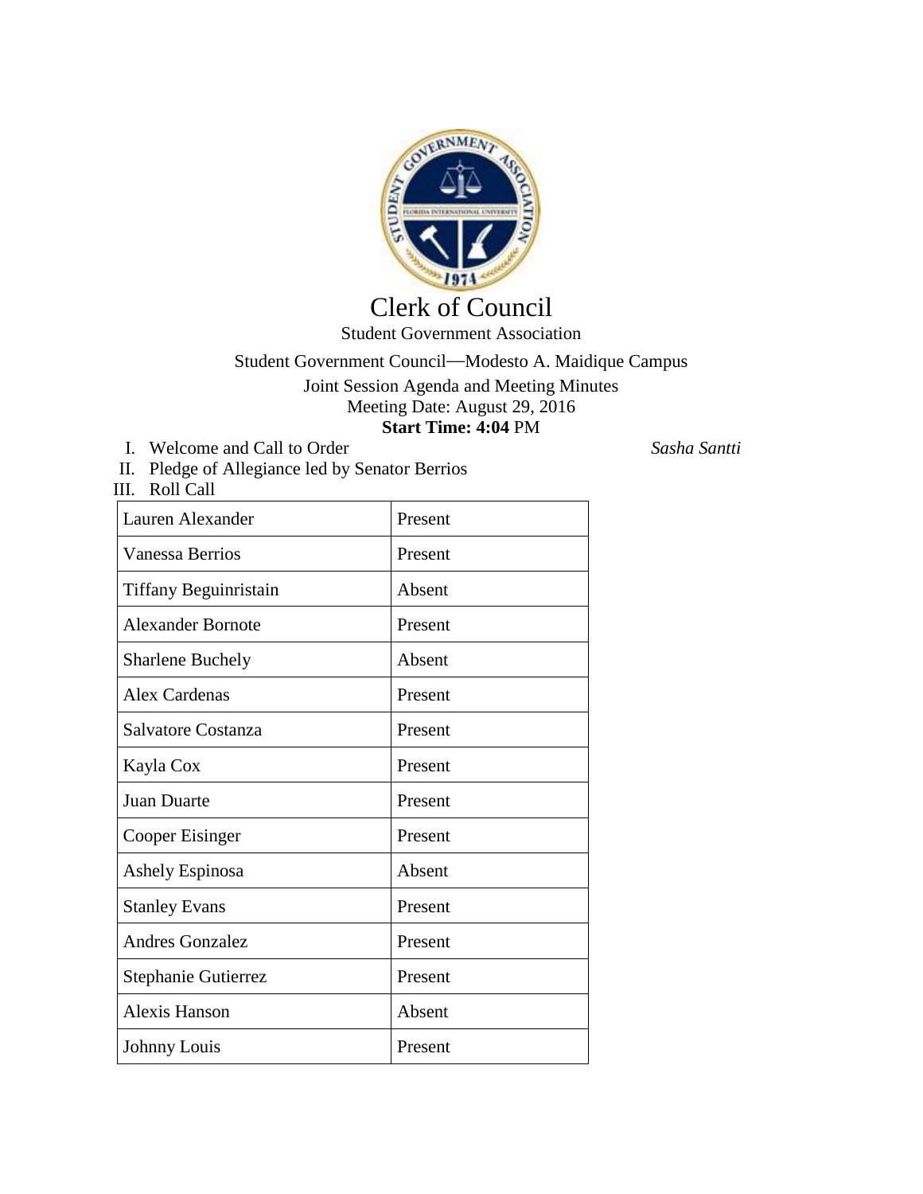# Clerk of Council

Student Government Association

Student Government Council—Modesto A. Maidique Campus

Joint Session Agenda and Meeting Minutes

Meeting Date: August 29, 2016

**Start Time: 4:04** PM

I. Welcome and Call to Order *Sasha Santti*

II. Pledge of Allegiance led by Senator Berrios

III. Roll Call

| | |
|---|---|
| Lauren Alexander | Present |
| Vanessa Berrios | Present |
| Tiffany Beguinristain | Absent |
| Alexander Bornote | Present |
| Sharlene Buchely | Absent |
| Alex Cardenas | Present |
| Salvatore Costanza | Present |
| Kayla Cox | Present |
| Juan Duarte | Present |
| Cooper Eisinger | Present |
| Ashely Espinosa | Absent |
| Stanley Evans | Present |
| Andres Gonzalez | Present |
| Stephanie Gutierrez | Present |
| Alexis Hanson | Absent |
| Johnny Louis | Present |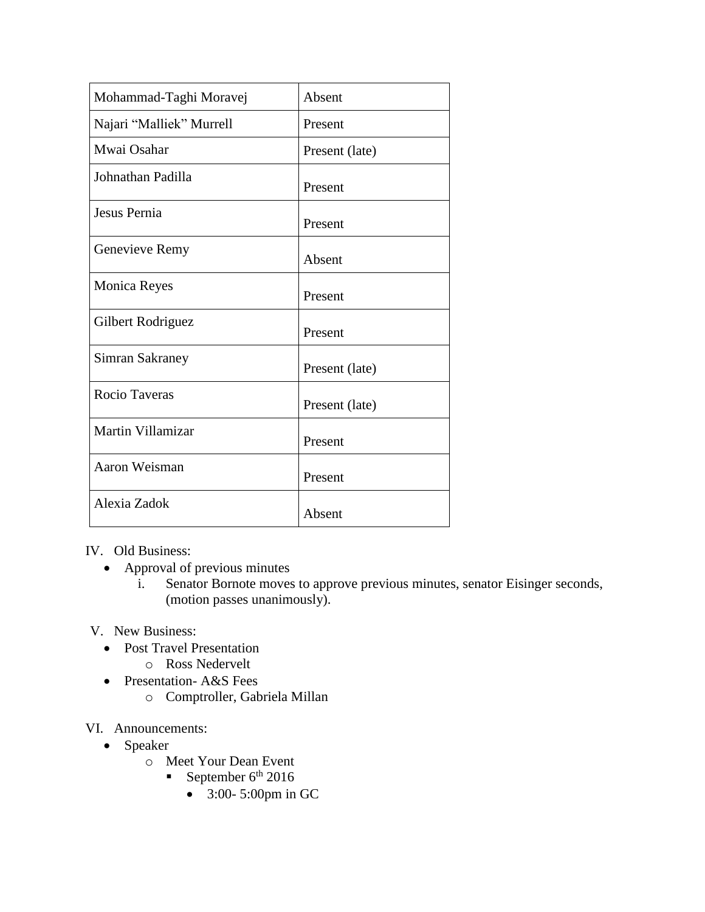| Mohammad-Taghi Moravej | Absent |
|---|---|
| Najari “Malliek” Murrell | Present |
| Mwai Osahar | Present (late) |
| Johnathan Padilla | Present |
| Jesus Pernia | Present |
| Genevieve Remy | Absent |
| Monica Reyes | Present |
| Gilbert Rodriguez | Present |
| Simran Sakraney | Present (late) |
| Rocio Taveras | Present (late) |
| Martin Villamizar | Present |
| Aaron Weisman | Present |
| Alexia Zadok | Absent |

IV. Old Business:

- Approval of previous minutes
  - i. Senator Bornote moves to approve previous minutes, senator Eisinger seconds, (motion passes unanimously).

V. New Business:

- Post Travel Presentation
  - Ross Nedervelt
- Presentation- A&S Fees
  - Comptroller, Gabriela Millan

VI. Announcements:

- Speaker
  - Meet Your Dean Event
    - September 6th 2016
      - 3:00- 5:00pm in GC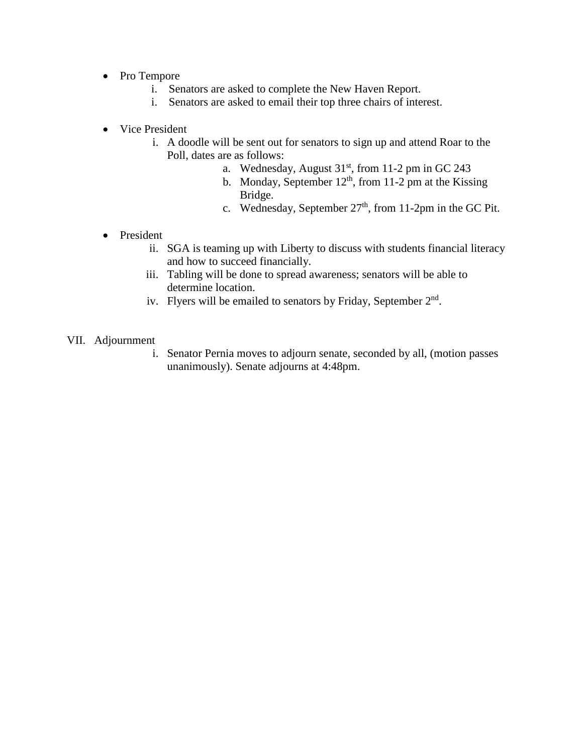- Pro Tempore
  i. Senators are asked to complete the New Haven Report.
  i. Senators are asked to email their top three chairs of interest.

- Vice President
  i. A doodle will be sent out for senators to sign up and attend Roar to the Poll, dates are as follows:
     a. Wednesday, August 31st, from 11-2 pm in GC 243
     b. Monday, September 12th, from 11-2 pm at the Kissing Bridge.
     c. Wednesday, September 27th, from 11-2pm in the GC Pit.

- President
  ii. SGA is teaming up with Liberty to discuss with students financial literacy and how to succeed financially.
  iii. Tabling will be done to spread awareness; senators will be able to determine location.
  iv. Flyers will be emailed to senators by Friday, September 2nd.

VII. Adjournment

  i. Senator Pernia moves to adjourn senate, seconded by all, (motion passes unanimously). Senate adjourns at 4:48pm.